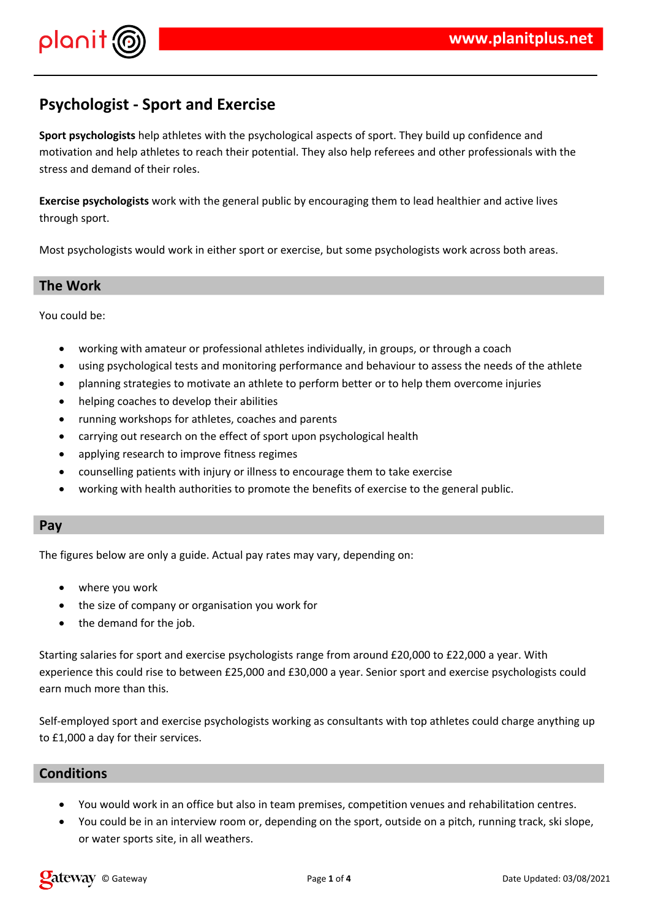# Psychologist - Sport and Exercise

**Sport psychologists** help athletes with the psychological aspects of sport. They build up confidence and motivation and help athletes to reach their potential. They also help referees and other professionals with the stress and demand of their roles.

**Exercise psychologists** work with the general public by encouraging them to lead healthier and active lives through sport.

Most psychologists would work in either sport or exercise, but some psychologists work across both areas.

## The Work

You could be:

- working with amateur or professional athletes individually, in groups, or through a coach
- using psychological tests and monitoring performance and behaviour to assess the needs of the athlete
- planning strategies to motivate an athlete to perform better or to help them overcome injuries
- helping coaches to develop their abilities
- running workshops for athletes, coaches and parents
- carrying out research on the effect of sport upon psychological health
- applying research to improve fitness regimes
- counselling patients with injury or illness to encourage them to take exercise
- working with health authorities to promote the benefits of exercise to the general public.

## Pay

The figures below are only a guide. Actual pay rates may vary, depending on:

- where you work
- the size of company or organisation you work for
- the demand for the job.

Starting salaries for sport and exercise psychologists range from around £20,000 to £22,000 a year. With experience this could rise to between £25,000 and £30,000 a year. Senior sport and exercise psychologists could earn much more than this.

Self-employed sport and exercise psychologists working as consultants with top athletes could charge anything up to £1,000 a day for their services.

## Conditions

- You would work in an office but also in team premises, competition venues and rehabilitation centres.
- You could be in an interview room or, depending on the sport, outside on a pitch, running track, ski slope, or water sports site, in all weathers.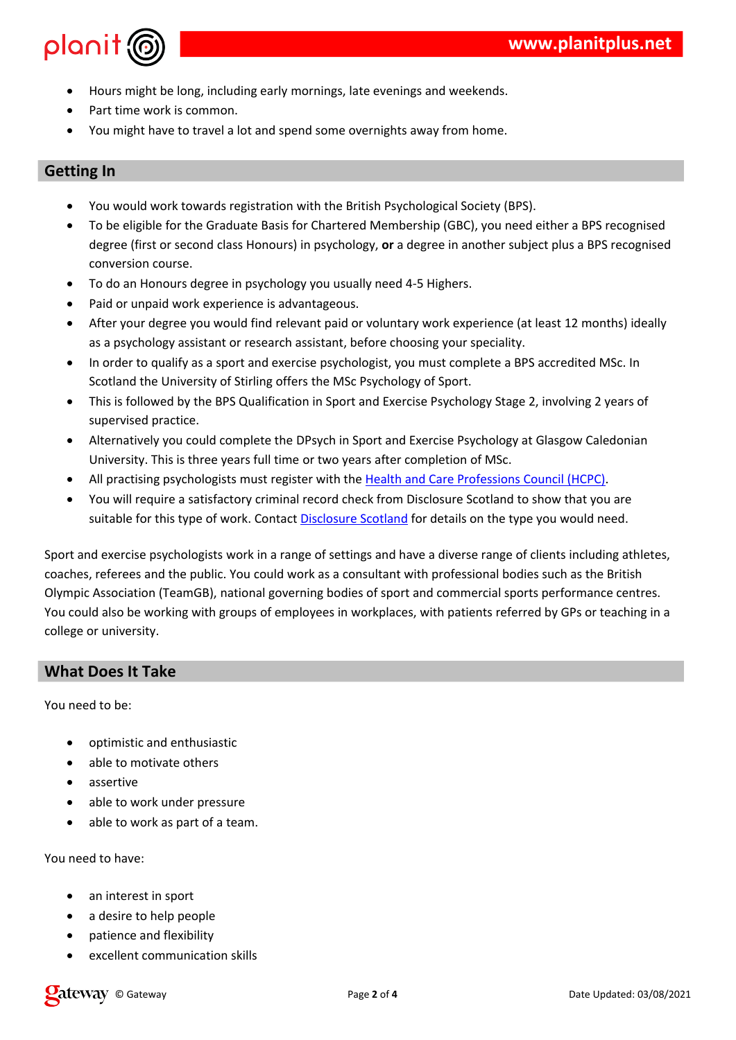- Hours might be long, including early mornings, late evenings and weekends.
- Part time work is common.
- You might have to travel a lot and spend some overnights away from home.

## Getting In

- You would work towards registration with the British Psychological Society (BPS).
- To be eligible for the Graduate Basis for Chartered Membership (GBC), you need either a BPS recognised degree (first or second class Honours) in psychology, **or** a degree in another subject plus a BPS recognised conversion course.
- To do an Honours degree in psychology you usually need 4-5 Highers.
- Paid or unpaid work experience is advantageous.
- After your degree you would find relevant paid or voluntary work experience (at least 12 months) ideally as a psychology assistant or research assistant, before choosing your speciality.
- In order to qualify as a sport and exercise psychologist, you must complete a BPS accredited MSc. In Scotland the University of Stirling offers the MSc Psychology of Sport.
- This is followed by the BPS Qualification in Sport and Exercise Psychology Stage 2, involving 2 years of supervised practice.
- Alternatively you could complete the DPsych in Sport and Exercise Psychology at Glasgow Caledonian University. This is three years full time or two years after completion of MSc.
- All practising psychologists must register with the Health and Care Professions Council (HCPC).
- You will require a satisfactory criminal record check from Disclosure Scotland to show that you are suitable for this type of work. Contact Disclosure Scotland for details on the type you would need.

Sport and exercise psychologists work in a range of settings and have a diverse range of clients including athletes, coaches, referees and the public. You could work as a consultant with professional bodies such as the British Olympic Association (TeamGB), national governing bodies of sport and commercial sports performance centres. You could also be working with groups of employees in workplaces, with patients referred by GPs or teaching in a college or university.

## What Does It Take

You need to be:

- optimistic and enthusiastic
- able to motivate others
- assertive
- able to work under pressure
- able to work as part of a team.

You need to have:

- an interest in sport
- a desire to help people
- patience and flexibility
- excellent communication skills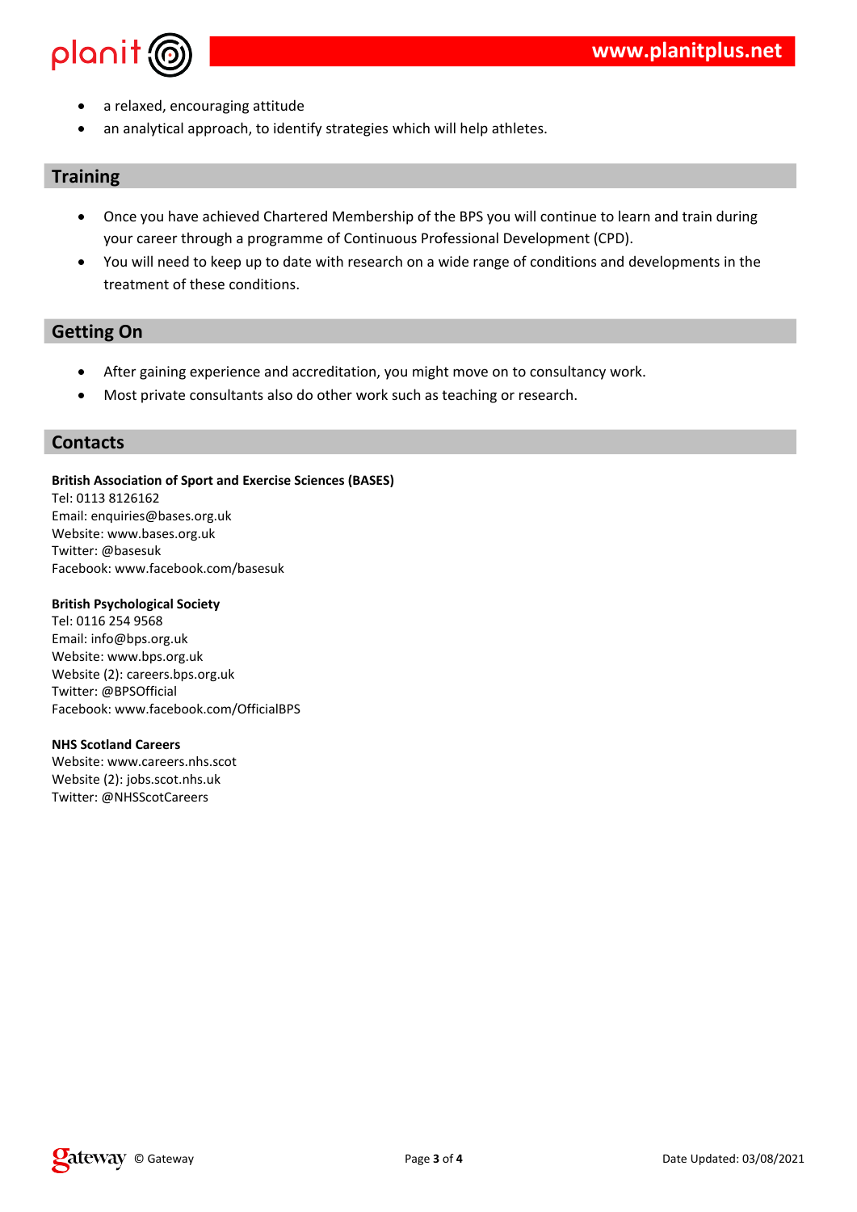- a relaxed, encouraging attitude
- an analytical approach, to identify strategies which will help athletes.

## Training

- Once you have achieved Chartered Membership of the BPS you will continue to learn and train during your career through a programme of Continuous Professional Development (CPD).
- You will need to keep up to date with research on a wide range of conditions and developments in the treatment of these conditions.

## Getting On

- After gaining experience and accreditation, you might move on to consultancy work.
- Most private consultants also do other work such as teaching or research.

## Contacts

**British Association of Sport and Exercise Sciences (BASES)**
Tel: 0113 8126162
Email: enquiries@bases.org.uk
Website: www.bases.org.uk
Twitter: @basesuk
Facebook: www.facebook.com/basesuk

**British Psychological Society**
Tel: 0116 254 9568
Email: info@bps.org.uk
Website: www.bps.org.uk
Website (2): careers.bps.org.uk
Twitter: @BPSOfficial
Facebook: www.facebook.com/OfficialBPS

**NHS Scotland Careers**
Website: www.careers.nhs.scot
Website (2): jobs.scot.nhs.uk
Twitter: @NHSScotCareers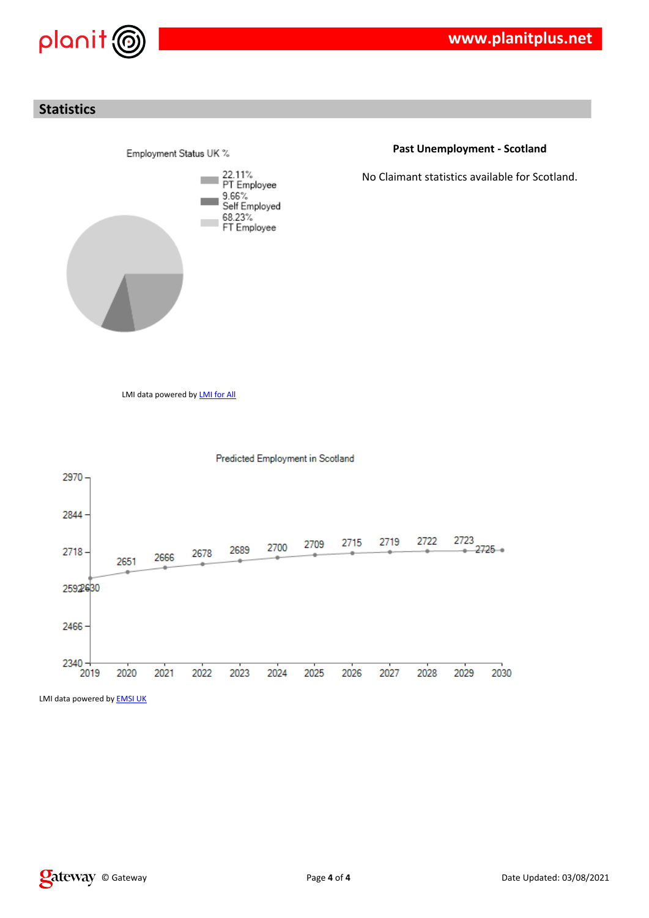## Statistics

Employment Status UK %

22.11%
PT Employee
9.66%
Self Employed
68.23%
FT Employee

LMI data powered by [LMI for All]

**Past Unemployment - Scotland**

No Claimant statistics available for Scotland.

Predicted Employment in Scotland

2970
2844
2718
2592
2466
2340

2019 2020 2021 2022 2023 2024 2025 2026 2027 2028 2029 2030

2630 2651 2666 2678 2689 2700 2709 2715 2719 2722 2723 2725

LMI data powered by [EMSI UK]